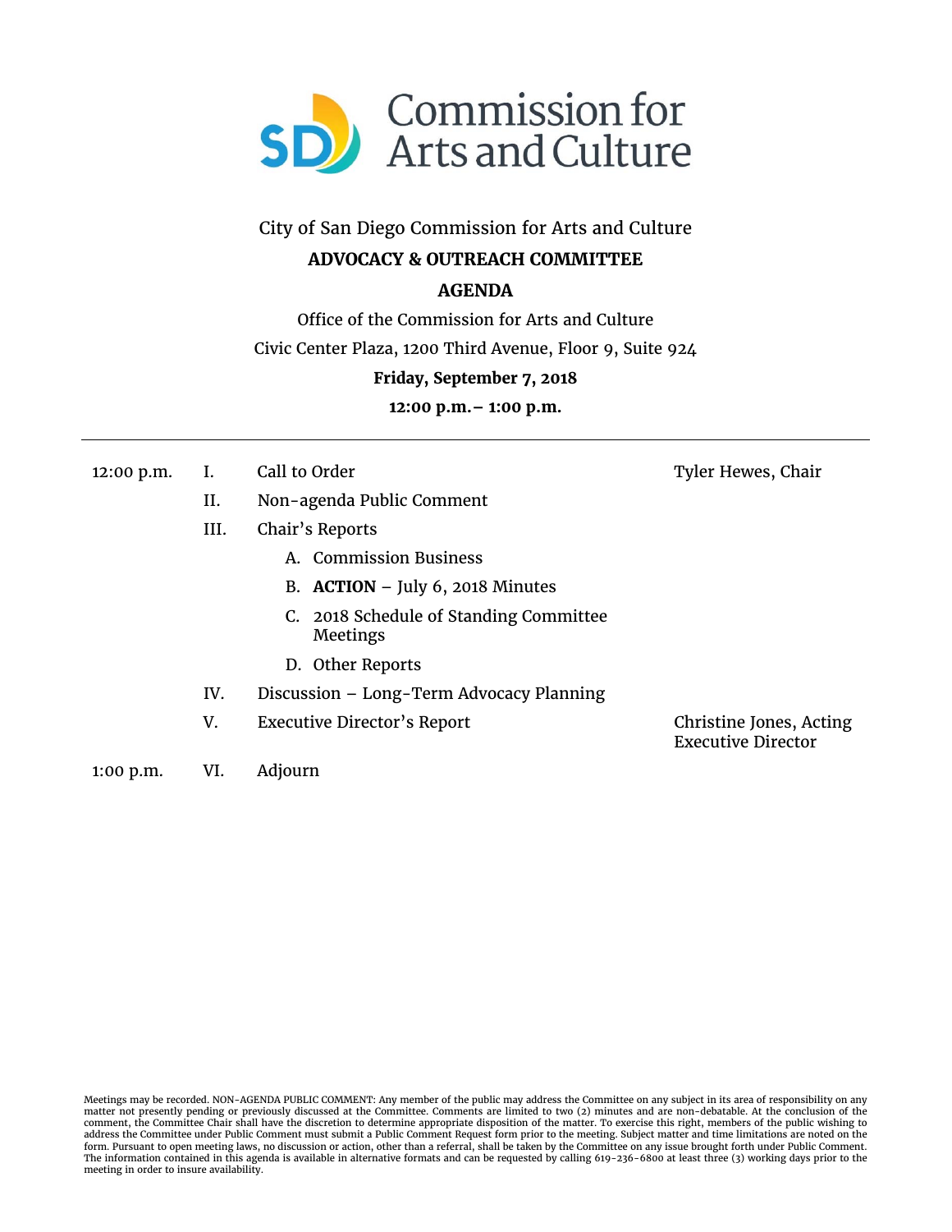# Commission for Arts and Culture

City of San Diego Commission for Arts and Culture

**ADVOCACY & OUTREACH COMMITTEE**

**AGENDA**

Office of the Commission for Arts and Culture

Civic Center Plaza, 1200 Third Avenue, Floor 9, Suite 924

**Friday, September 7, 2018**

**12:00 p.m.– 1:00 p.m.**

---

| Time | No. | Item | Presenter |
|---|---|---|---|
| 12:00 p.m. | I. | Call to Order | Tyler Hewes, Chair |
| | II. | Non-agenda Public Comment | |
| | III. | Chair's Reports | |
| | | A. Commission Business | |
| | | B. **ACTION** – July 6, 2018 Minutes | |
| | | C. 2018 Schedule of Standing Committee Meetings | |
| | | D. Other Reports | |
| | IV. | Discussion – Long-Term Advocacy Planning | |
| | V. | Executive Director's Report | Christine Jones, Acting Executive Director |
| 1:00 p.m. | VI. | Adjourn | |

Meetings may be recorded. NON-AGENDA PUBLIC COMMENT: Any member of the public may address the Committee on any subject in its area of responsibility on any matter not presently pending or previously discussed at the Committee. Comments are limited to two (2) minutes and are non-debatable. At the conclusion of the comment, the Committee Chair shall have the discretion to determine appropriate disposition of the matter. To exercise this right, members of the public wishing to address the Committee under Public Comment must submit a Public Comment Request form prior to the meeting. Subject matter and time limitations are noted on the form. Pursuant to open meeting laws, no discussion or action, other than a referral, shall be taken by the Committee on any issue brought forth under Public Comment. The information contained in this agenda is available in alternative formats and can be requested by calling 619-236-6800 at least three (3) working days prior to the meeting in order to insure availability.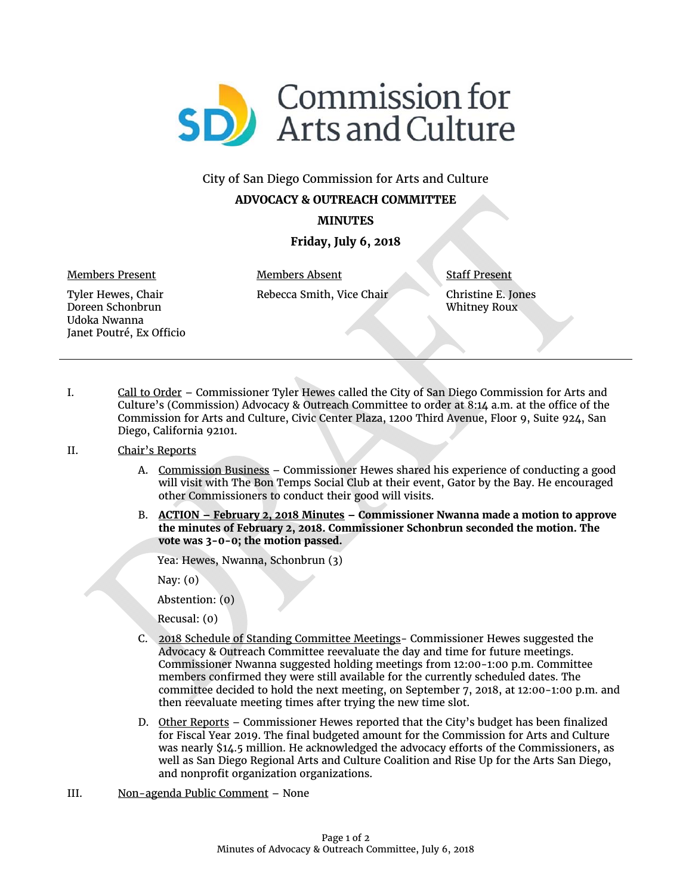City of San Diego Commission for Arts and Culture

**ADVOCACY & OUTREACH COMMITTEE**

**MINUTES**

**Friday, July 6, 2018**

| Members Present | Members Absent | Staff Present |
|---|---|---|
| Tyler Hewes, Chair | Rebecca Smith, Vice Chair | Christine E. Jones |
| Doreen Schonbrun | | Whitney Roux |
| Udoka Nwanna | | |
| Janet Poutré, Ex Officio | | |

---

I. Call to Order – Commissioner Tyler Hewes called the City of San Diego Commission for Arts and Culture's (Commission) Advocacy & Outreach Committee to order at 8:14 a.m. at the office of the Commission for Arts and Culture, Civic Center Plaza, 1200 Third Avenue, Floor 9, Suite 924, San Diego, California 92101.

II. Chair's Reports

A. Commission Business – Commissioner Hewes shared his experience of conducting a good will visit with The Bon Temps Social Club at their event, Gator by the Bay. He encouraged other Commissioners to conduct their good will visits.

B. **ACTION – February 2, 2018 Minutes – Commissioner Nwanna made a motion to approve the minutes of February 2, 2018. Commissioner Schonbrun seconded the motion. The vote was 3-0-0; the motion passed.**

Yea: Hewes, Nwanna, Schonbrun (3)

Nay: (0)

Abstention: (0)

Recusal: (0)

C. 2018 Schedule of Standing Committee Meetings- Commissioner Hewes suggested the Advocacy & Outreach Committee reevaluate the day and time for future meetings. Commissioner Nwanna suggested holding meetings from 12:00-1:00 p.m. Committee members confirmed they were still available for the currently scheduled dates. The committee decided to hold the next meeting, on September 7, 2018, at 12:00-1:00 p.m. and then reevaluate meeting times after trying the new time slot.

D. Other Reports – Commissioner Hewes reported that the City's budget has been finalized for Fiscal Year 2019. The final budgeted amount for the Commission for Arts and Culture was nearly $14.5 million. He acknowledged the advocacy efforts of the Commissioners, as well as San Diego Regional Arts and Culture Coalition and Rise Up for the Arts San Diego, and nonprofit organization organizations.

III. Non-agenda Public Comment – None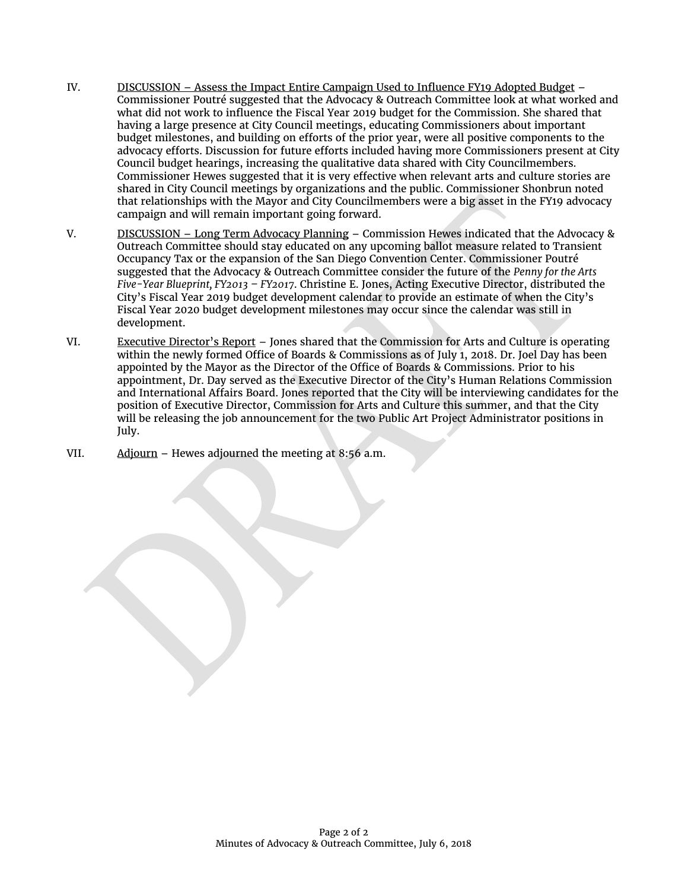IV. <u>DISCUSSION – Assess the Impact Entire Campaign Used to Influence FY19 Adopted Budget</u> – Commissioner Poutré suggested that the Advocacy & Outreach Committee look at what worked and what did not work to influence the Fiscal Year 2019 budget for the Commission. She shared that having a large presence at City Council meetings, educating Commissioners about important budget milestones, and building on efforts of the prior year, were all positive components to the advocacy efforts. Discussion for future efforts included having more Commissioners present at City Council budget hearings, increasing the qualitative data shared with City Councilmembers. Commissioner Hewes suggested that it is very effective when relevant arts and culture stories are shared in City Council meetings by organizations and the public. Commissioner Shonbrun noted that relationships with the Mayor and City Councilmembers were a big asset in the FY19 advocacy campaign and will remain important going forward.

V. <u>DISCUSSION – Long Term Advocacy Planning</u> – Commission Hewes indicated that the Advocacy & Outreach Committee should stay educated on any upcoming ballot measure related to Transient Occupancy Tax or the expansion of the San Diego Convention Center. Commissioner Poutré suggested that the Advocacy & Outreach Committee consider the future of the *Penny for the Arts Five-Year Blueprint, FY2013 – FY2017*. Christine E. Jones, Acting Executive Director, distributed the City's Fiscal Year 2019 budget development calendar to provide an estimate of when the City's Fiscal Year 2020 budget development milestones may occur since the calendar was still in development.

VI. <u>Executive Director's Report</u> – Jones shared that the Commission for Arts and Culture is operating within the newly formed Office of Boards & Commissions as of July 1, 2018. Dr. Joel Day has been appointed by the Mayor as the Director of the Office of Boards & Commissions. Prior to his appointment, Dr. Day served as the Executive Director of the City's Human Relations Commission and International Affairs Board. Jones reported that the City will be interviewing candidates for the position of Executive Director, Commission for Arts and Culture this summer, and that the City will be releasing the job announcement for the two Public Art Project Administrator positions in July.

VII. <u>Adjourn</u> – Hewes adjourned the meeting at 8:56 a.m.